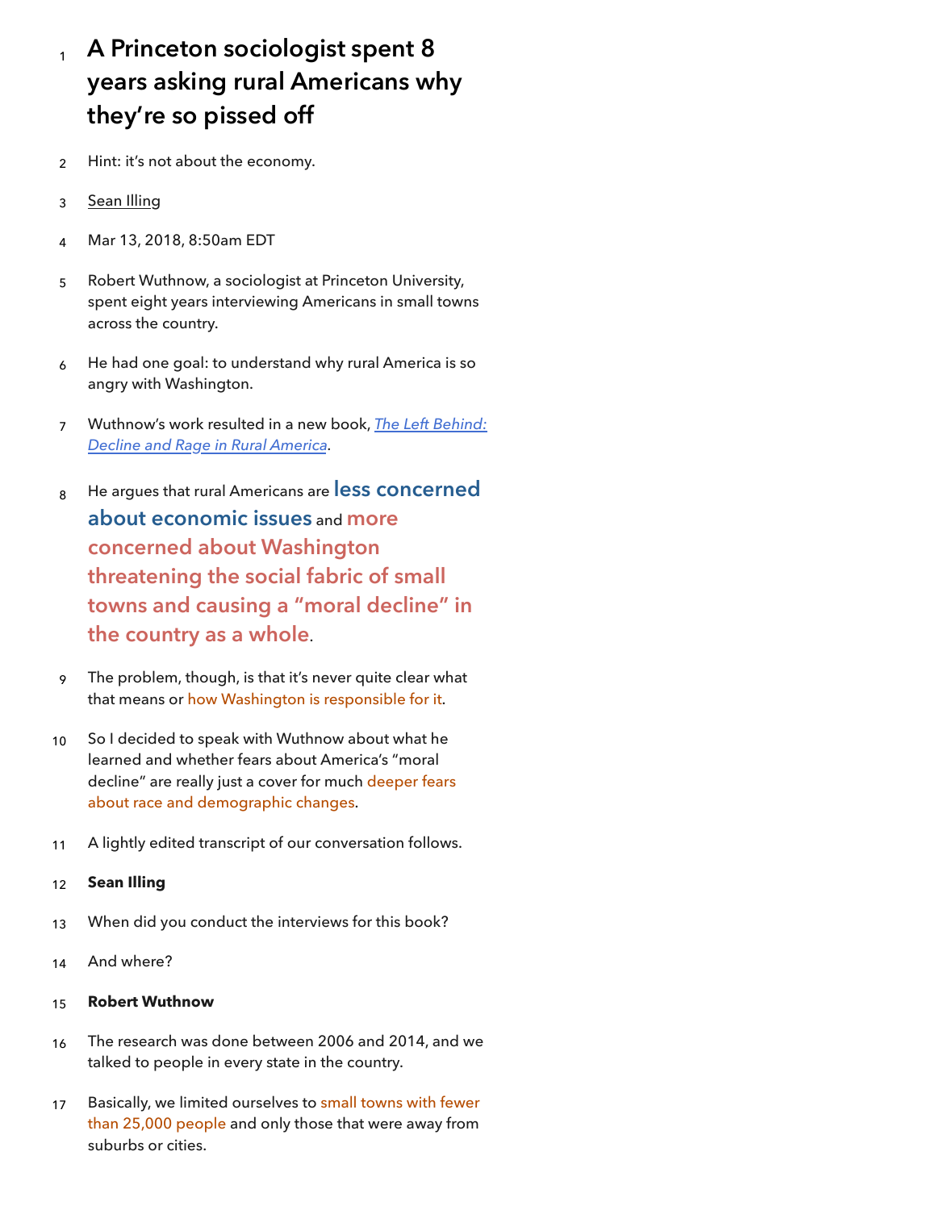# A Princeton sociologist spent 8 years asking rural Americans why they're so pissed off

Hint: it's not about the economy.

Sean Illing

Mar 13, 2018, 8:50am EDT

Robert Wuthnow, a sociologist at Princeton University, spent eight years interviewing Americans in small towns across the country.

He had one goal: to understand why rural America is so angry with Washington.

Wuthnow's work resulted in a new book, *The Left Behind: Decline and Rage in Rural America*.

He argues that rural Americans are **less concerned about economic issues** and **more concerned about Washington threatening the social fabric of small towns and causing a "moral decline" in the country as a whole**.

The problem, though, is that it's never quite clear what that means or how Washington is responsible for it.

So I decided to speak with Wuthnow about what he learned and whether fears about America's "moral decline" are really just a cover for much deeper fears about race and demographic changes.

A lightly edited transcript of our conversation follows.

**Sean Illing**

When did you conduct the interviews for this book?

And where?

**Robert Wuthnow**

The research was done between 2006 and 2014, and we talked to people in every state in the country.

Basically, we limited ourselves to small towns with fewer than 25,000 people and only those that were away from suburbs or cities.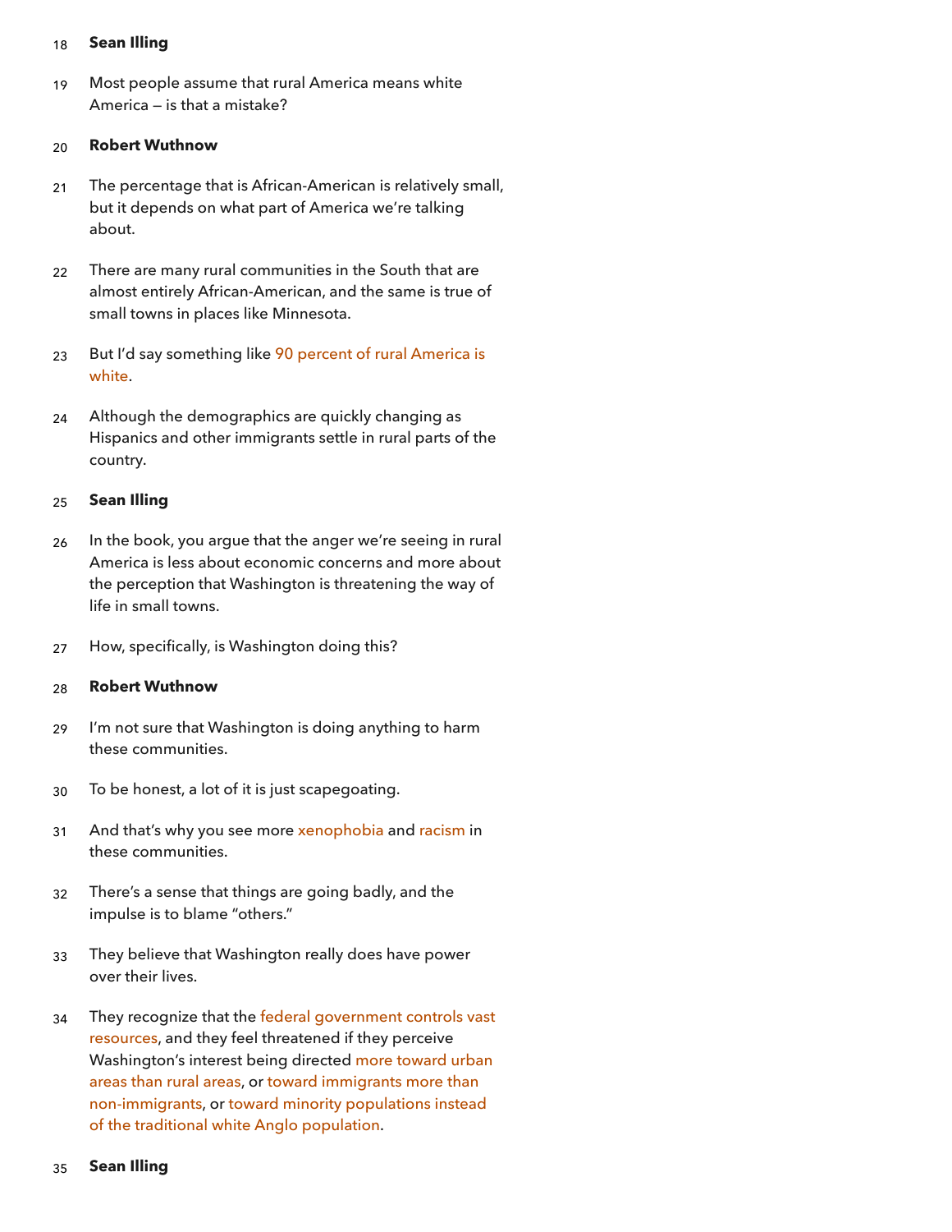**Sean Illing**

Most people assume that rural America means white America — is that a mistake?

**Robert Wuthnow**

The percentage that is African-American is relatively small, but it depends on what part of America we're talking about.

There are many rural communities in the South that are almost entirely African-American, and the same is true of small towns in places like Minnesota.

But I'd say something like 90 percent of rural America is white.

Although the demographics are quickly changing as Hispanics and other immigrants settle in rural parts of the country.

**Sean Illing**

In the book, you argue that the anger we're seeing in rural America is less about economic concerns and more about the perception that Washington is threatening the way of life in small towns.

How, specifically, is Washington doing this?

**Robert Wuthnow**

I'm not sure that Washington is doing anything to harm these communities.

To be honest, a lot of it is just scapegoating.

And that's why you see more xenophobia and racism in these communities.

There's a sense that things are going badly, and the impulse is to blame "others."

They believe that Washington really does have power over their lives.

They recognize that the federal government controls vast resources, and they feel threatened if they perceive Washington's interest being directed more toward urban areas than rural areas, or toward immigrants more than non-immigrants, or toward minority populations instead of the traditional white Anglo population.

**Sean Illing**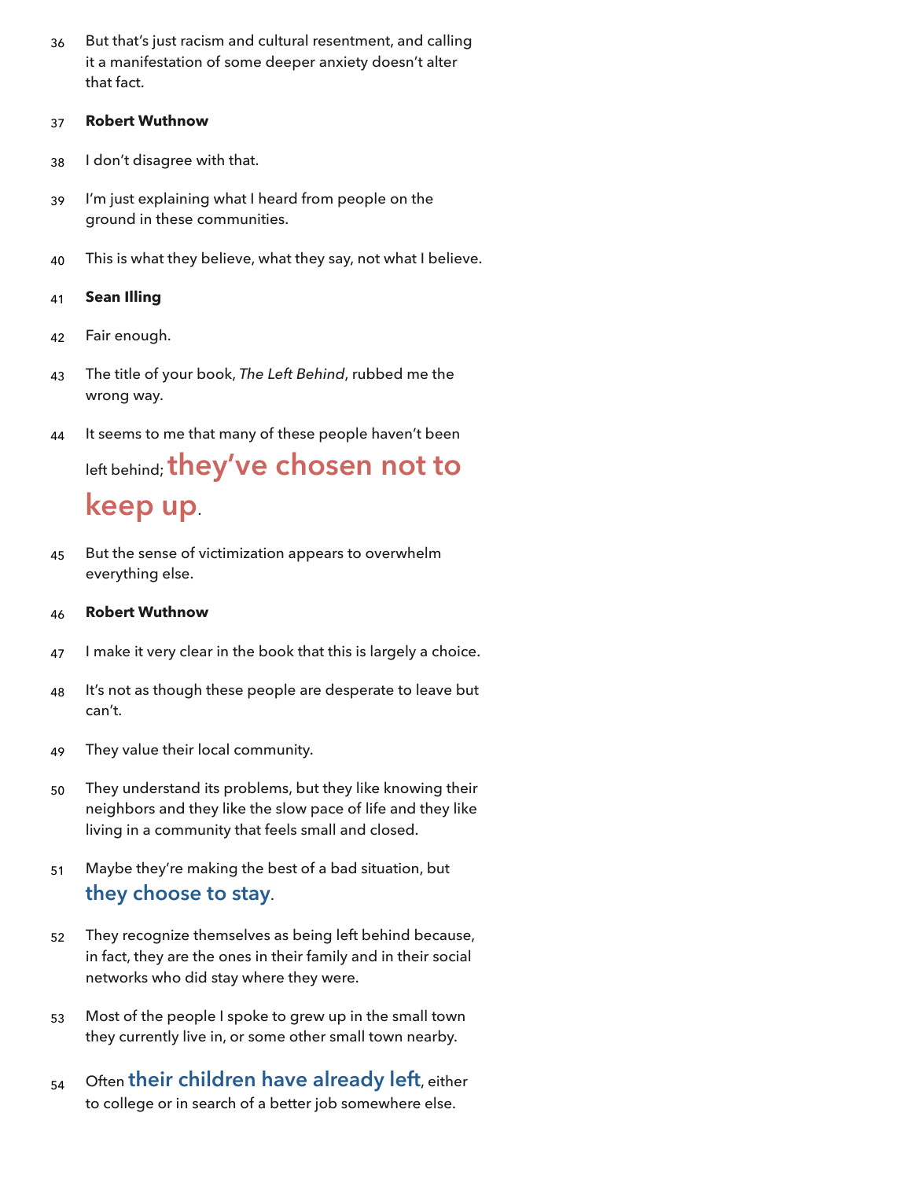36 But that's just racism and cultural resentment, and calling it a manifestation of some deeper anxiety doesn't alter that fact.

37 **Robert Wuthnow**

38 I don't disagree with that.

39 I'm just explaining what I heard from people on the ground in these communities.

40 This is what they believe, what they say, not what I believe.

41 **Sean Illing**

42 Fair enough.

43 The title of your book, *The Left Behind*, rubbed me the wrong way.

44 It seems to me that many of these people haven't been left behind; **they've chosen not to keep up**.

45 But the sense of victimization appears to overwhelm everything else.

46 **Robert Wuthnow**

47 I make it very clear in the book that this is largely a choice.

48 It's not as though these people are desperate to leave but can't.

49 They value their local community.

50 They understand its problems, but they like knowing their neighbors and they like the slow pace of life and they like living in a community that feels small and closed.

51 Maybe they're making the best of a bad situation, but **they choose to stay**.

52 They recognize themselves as being left behind because, in fact, they are the ones in their family and in their social networks who did stay where they were.

53 Most of the people I spoke to grew up in the small town they currently live in, or some other small town nearby.

54 Often **their children have already left**, either to college or in search of a better job somewhere else.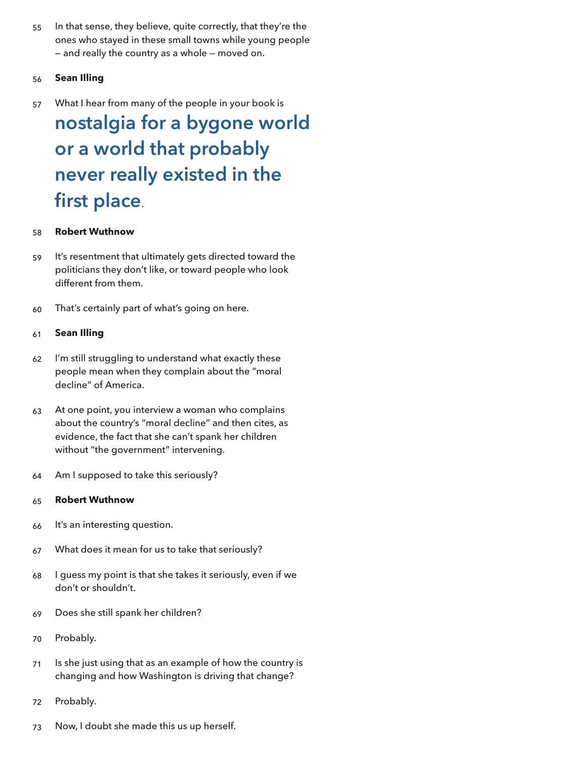In that sense, they believe, quite correctly, that they're the ones who stayed in these small towns while young people — and really the country as a whole — moved on.

**Sean Illing**

What I hear from many of the people in your book is **nostalgia for a bygone world or a world that probably never really existed in the first place**.

**Robert Wuthnow**

It's resentment that ultimately gets directed toward the politicians they don't like, or toward people who look different from them.

That's certainly part of what's going on here.

**Sean Illing**

I'm still struggling to understand what exactly these people mean when they complain about the "moral decline" of America.

At one point, you interview a woman who complains about the country's "moral decline" and then cites, as evidence, the fact that she can't spank her children without "the government" intervening.

Am I supposed to take this seriously?

**Robert Wuthnow**

It's an interesting question.

What does it mean for us to take that seriously?

I guess my point is that she takes it seriously, even if we don't or shouldn't.

Does she still spank her children?

Probably.

Is she just using that as an example of how the country is changing and how Washington is driving that change?

Probably.

Now, I doubt she made this us up herself.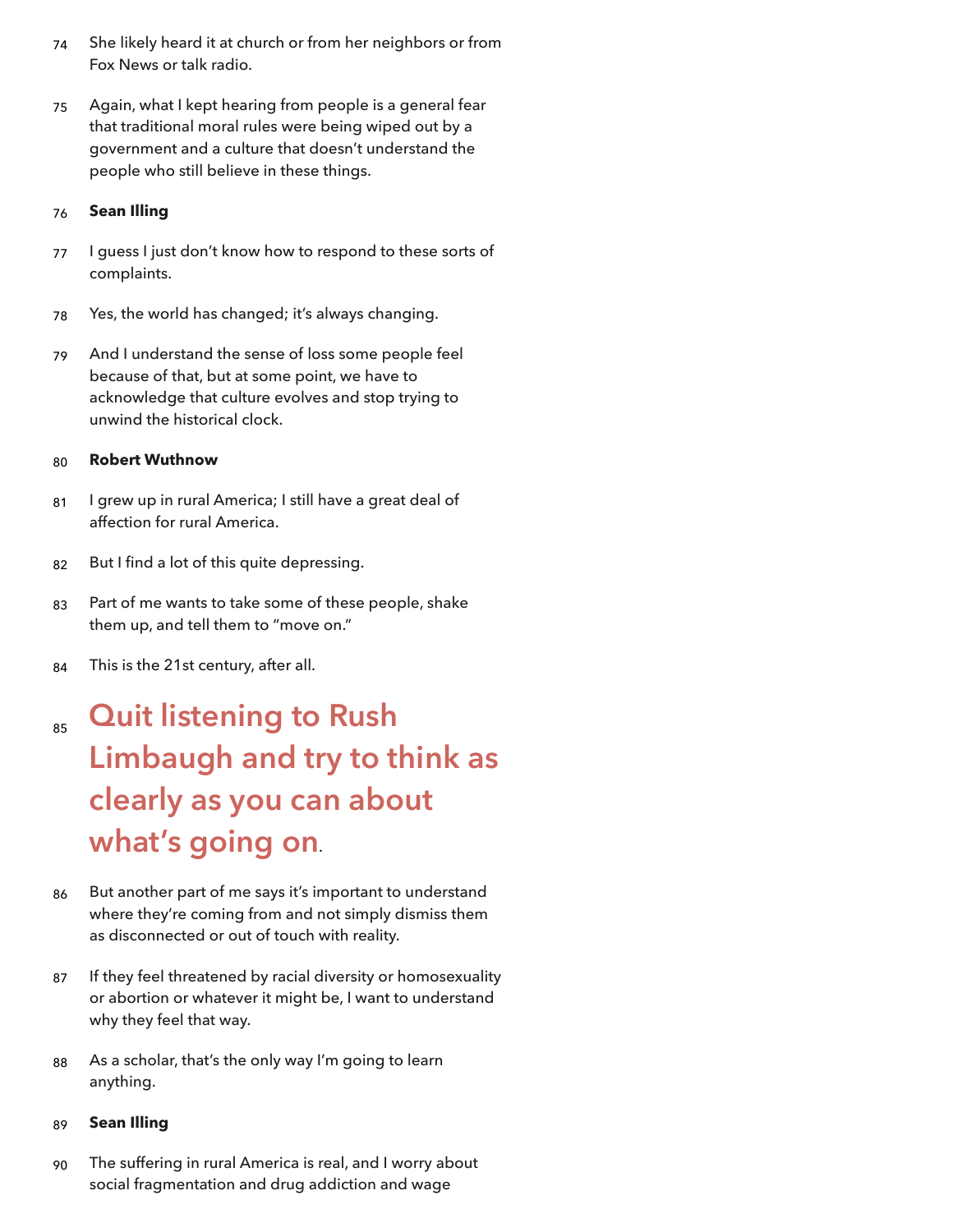She likely heard it at church or from her neighbors or from Fox News or talk radio.

Again, what I kept hearing from people is a general fear that traditional moral rules were being wiped out by a government and a culture that doesn't understand the people who still believe in these things.

**Sean Illing**

I guess I just don't know how to respond to these sorts of complaints.

Yes, the world has changed; it's always changing.

And I understand the sense of loss some people feel because of that, but at some point, we have to acknowledge that culture evolves and stop trying to unwind the historical clock.

**Robert Wuthnow**

I grew up in rural America; I still have a great deal of affection for rural America.

But I find a lot of this quite depressing.

Part of me wants to take some of these people, shake them up, and tell them to "move on."

This is the 21st century, after all.

## Quit listening to Rush Limbaugh and try to think as clearly as you can about what's going on.

But another part of me says it's important to understand where they're coming from and not simply dismiss them as disconnected or out of touch with reality.

If they feel threatened by racial diversity or homosexuality or abortion or whatever it might be, I want to understand why they feel that way.

As a scholar, that's the only way I'm going to learn anything.

**Sean Illing**

The suffering in rural America is real, and I worry about social fragmentation and drug addiction and wage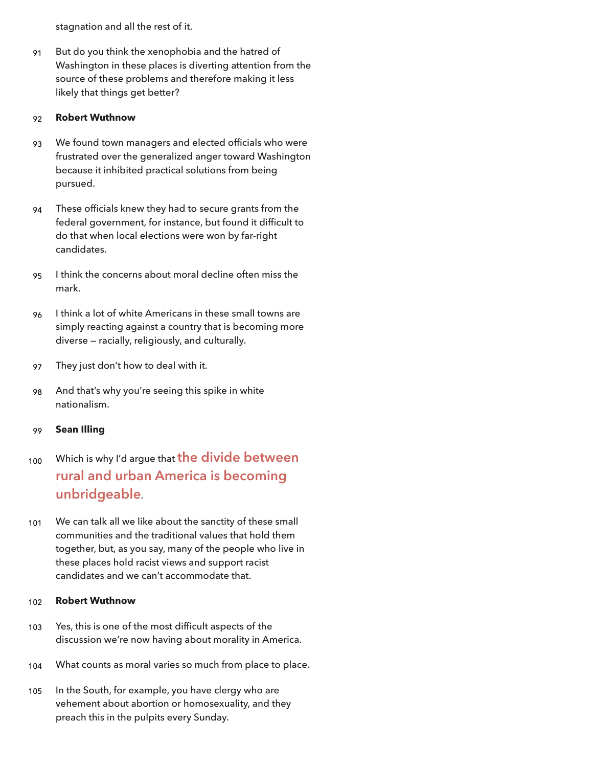stagnation and all the rest of it.

But do you think the xenophobia and the hatred of Washington in these places is diverting attention from the source of these problems and therefore making it less likely that things get better?

**Robert Wuthnow**

We found town managers and elected officials who were frustrated over the generalized anger toward Washington because it inhibited practical solutions from being pursued.

These officials knew they had to secure grants from the federal government, for instance, but found it difficult to do that when local elections were won by far-right candidates.

I think the concerns about moral decline often miss the mark.

I think a lot of white Americans in these small towns are simply reacting against a country that is becoming more diverse — racially, religiously, and culturally.

They just don't how to deal with it.

And that's why you're seeing this spike in white nationalism.

**Sean Illing**

Which is why I'd argue that **the divide between rural and urban America is becoming unbridgeable**.

We can talk all we like about the sanctity of these small communities and the traditional values that hold them together, but, as you say, many of the people who live in these places hold racist views and support racist candidates and we can't accommodate that.

**Robert Wuthnow**

Yes, this is one of the most difficult aspects of the discussion we're now having about morality in America.

What counts as moral varies so much from place to place.

In the South, for example, you have clergy who are vehement about abortion or homosexuality, and they preach this in the pulpits every Sunday.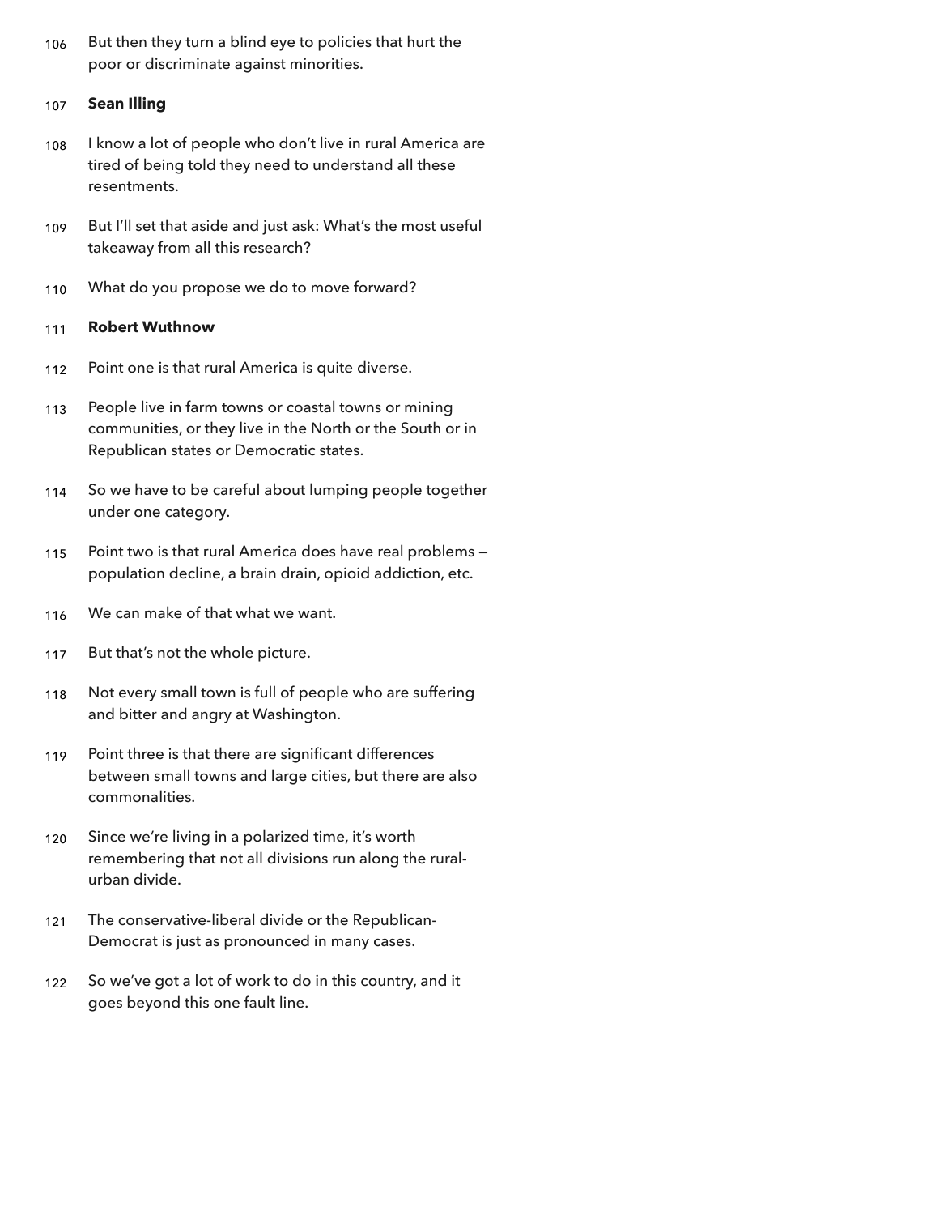But then they turn a blind eye to policies that hurt the poor or discriminate against minorities.

**Sean Illing**

I know a lot of people who don't live in rural America are tired of being told they need to understand all these resentments.

But I'll set that aside and just ask: What's the most useful takeaway from all this research?

What do you propose we do to move forward?

**Robert Wuthnow**

Point one is that rural America is quite diverse.

People live in farm towns or coastal towns or mining communities, or they live in the North or the South or in Republican states or Democratic states.

So we have to be careful about lumping people together under one category.

Point two is that rural America does have real problems — population decline, a brain drain, opioid addiction, etc.

We can make of that what we want.

But that's not the whole picture.

Not every small town is full of people who are suffering and bitter and angry at Washington.

Point three is that there are significant differences between small towns and large cities, but there are also commonalities.

Since we're living in a polarized time, it's worth remembering that not all divisions run along the rural-urban divide.

The conservative-liberal divide or the Republican-Democrat is just as pronounced in many cases.

So we've got a lot of work to do in this country, and it goes beyond this one fault line.